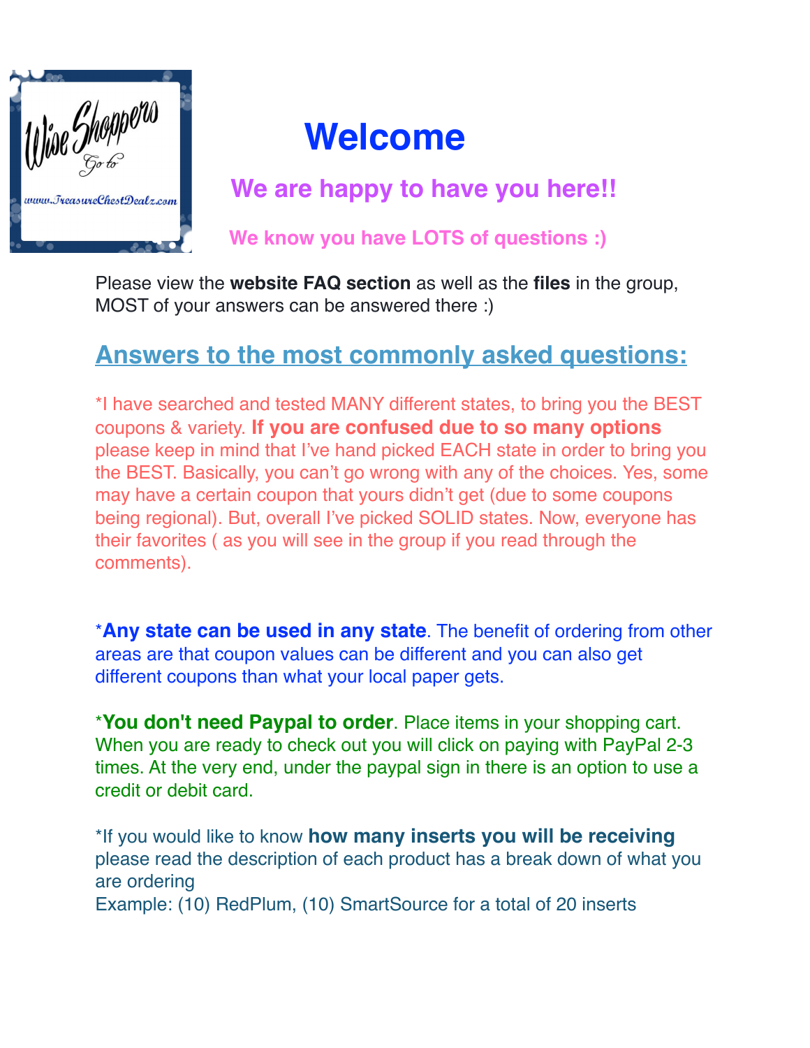# Welcome

## We are happy to have you here!!

### We know you have LOTS of questions :)

Please view the **website FAQ section** as well as the **files** in the group, MOST of your answers can be answered there :)

## Answers to the most commonly asked questions:

*I have searched and tested MANY different states, to bring you the BEST coupons & variety. **If you are confused due to so many options** please keep in mind that I've hand picked EACH state in order to bring you the BEST. Basically, you can't go wrong with any of the choices. Yes, some may have a certain coupon that yours didn't get (due to some coupons being regional). But, overall I've picked SOLID states. Now, everyone has their favorites ( as you will see in the group if you read through the comments).

***Any state can be used in any state**. The benefit of ordering from other areas are that coupon values can be different and you can also get different coupons than what your local paper gets.

***You don't need Paypal to order**. Place items in your shopping cart. When you are ready to check out you will click on paying with PayPal 2-3 times. At the very end, under the paypal sign in there is an option to use a credit or debit card.

*If you would like to know **how many inserts you will be receiving** please read the description of each product has a break down of what you are ordering
Example: (10) RedPlum, (10) SmartSource for a total of 20 inserts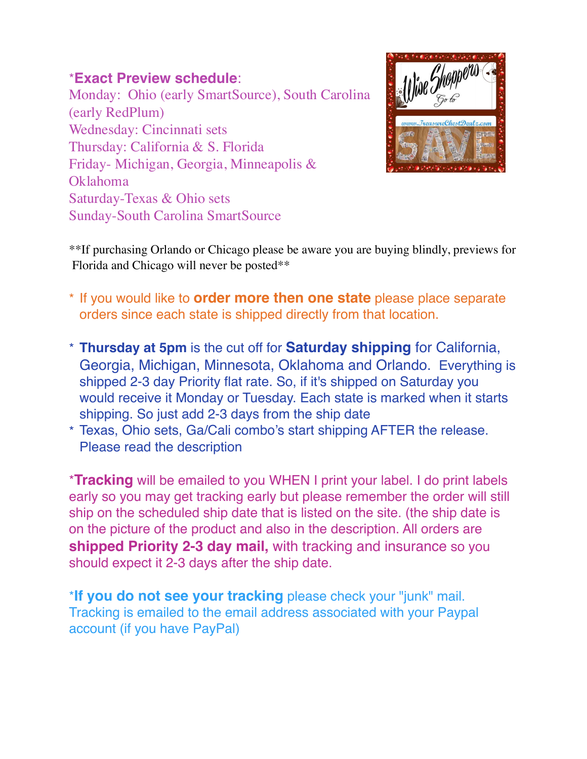***Exact Preview schedule**:

Monday:  Ohio (early SmartSource), South Carolina (early RedPlum)
Wednesday: Cincinnati sets
Thursday: California & S. Florida
Friday- Michigan, Georgia, Minneapolis & Oklahoma
Saturday-Texas & Ohio sets
Sunday-South Carolina SmartSource

**If purchasing Orlando or Chicago please be aware you are buying blindly, previews for Florida and Chicago will never be posted**

* If you would like to **order more then one state** please place separate orders since each state is shipped directly from that location.

* **Thursday at 5pm** is the cut off for **Saturday shipping** for California, Georgia, Michigan, Minnesota, Oklahoma and Orlando.  Everything is shipped 2-3 day Priority flat rate. So, if it's shipped on Saturday you would receive it Monday or Tuesday. Each state is marked when it starts shipping. So just add 2-3 days from the ship date
* Texas, Ohio sets, Ga/Cali combo's start shipping AFTER the release. Please read the description

***Tracking** will be emailed to you WHEN I print your label. I do print labels early so you may get tracking early but please remember the order will still ship on the scheduled ship date that is listed on the site. (the ship date is on the picture of the product and also in the description. All orders are **shipped Priority 2-3 day mail,** with tracking and insurance so you should expect it 2-3 days after the ship date.

***If you do not see your tracking** please check your "junk" mail. Tracking is emailed to the email address associated with your Paypal account (if you have PayPal)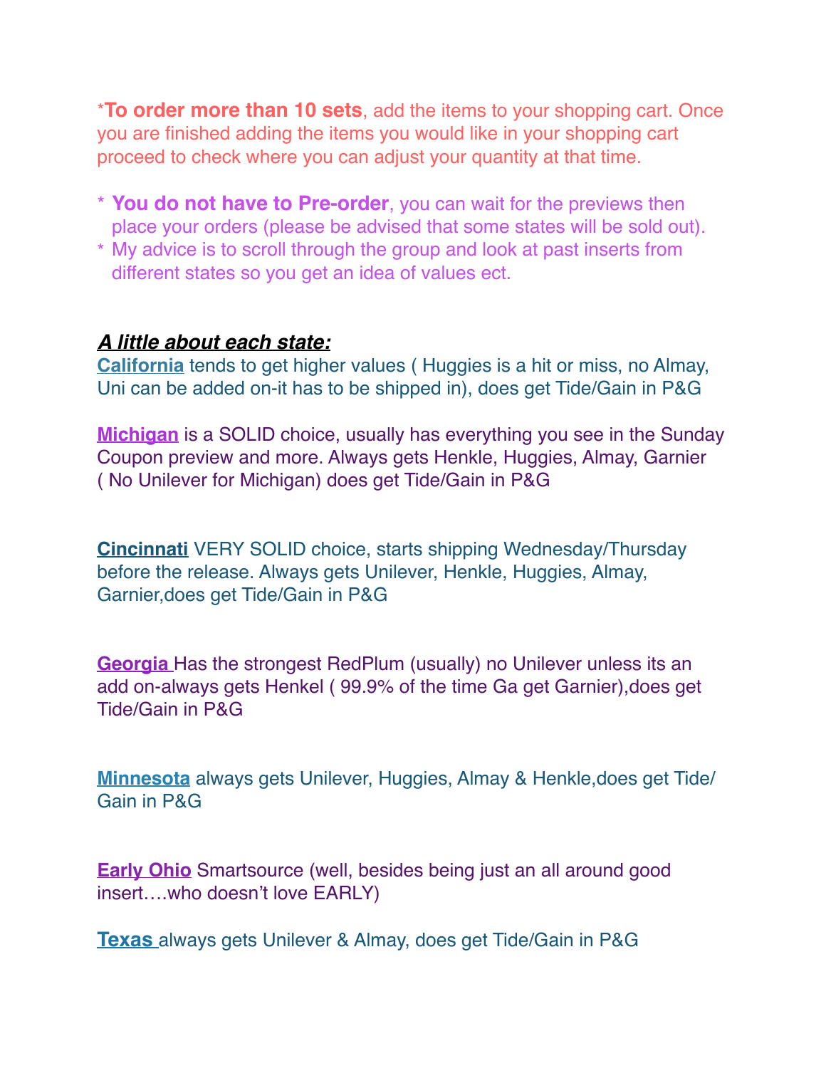***To order more than 10 sets**, add the items to your shopping cart. Once you are finished adding the items you would like in your shopping cart proceed to check where you can adjust your quantity at that time.

* **You do not have to Pre-order**, you can wait for the previews then place your orders (please be advised that some states will be sold out).
* My advice is to scroll through the group and look at past inserts from different states so you get an idea of values ect.

***A little about each state:***

**California** tends to get higher values ( Huggies is a hit or miss, no Almay, Uni can be added on-it has to be shipped in), does get Tide/Gain in P&G

**Michigan** is a SOLID choice, usually has everything you see in the Sunday Coupon preview and more. Always gets Henkle, Huggies, Almay, Garnier ( No Unilever for Michigan) does get Tide/Gain in P&G

**Cincinnati** VERY SOLID choice, starts shipping Wednesday/Thursday before the release. Always gets Unilever, Henkle, Huggies, Almay, Garnier,does get Tide/Gain in P&G

**Georgia** Has the strongest RedPlum (usually) no Unilever unless its an add on-always gets Henkel ( 99.9% of the time Ga get Garnier),does get Tide/Gain in P&G

**Minnesota** always gets Unilever, Huggies, Almay & Henkle,does get Tide/Gain in P&G

**Early Ohio** Smartsource (well, besides being just an all around good insert….who doesn't love EARLY)

**Texas** always gets Unilever & Almay, does get Tide/Gain in P&G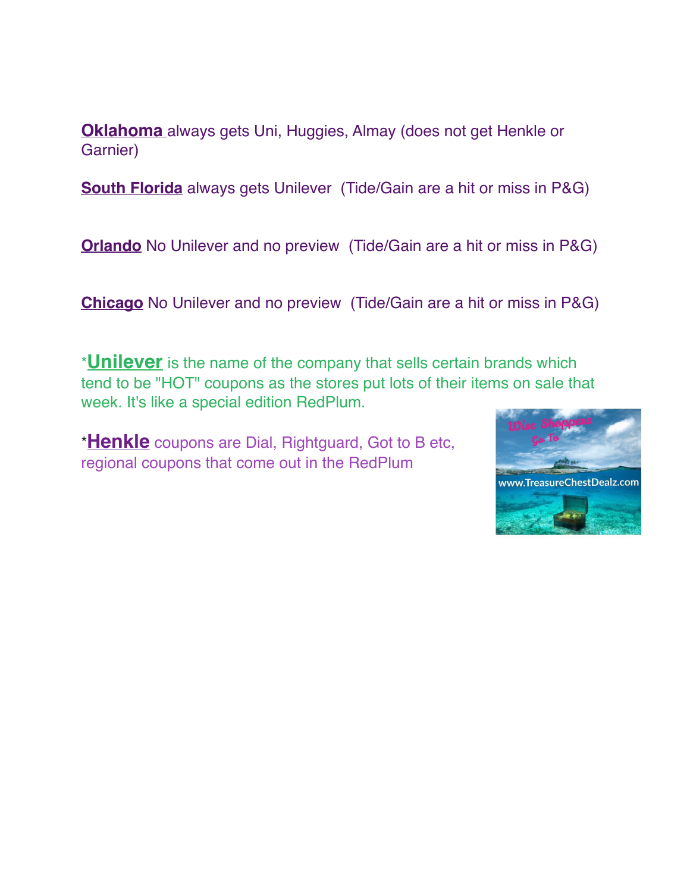**Oklahoma** always gets Uni, Huggies, Almay (does not get Henkle or Garnier)

**South Florida** always gets Unilever (Tide/Gain are a hit or miss in P&G)

**Orlando** No Unilever and no preview (Tide/Gain are a hit or miss in P&G)

**Chicago** No Unilever and no preview (Tide/Gain are a hit or miss in P&G)

***Unilever** is the name of the company that sells certain brands which tend to be "HOT" coupons as the stores put lots of their items on sale that week. It's like a special edition RedPlum.

***Henkle** coupons are Dial, Rightguard, Got to B etc, regional coupons that come out in the RedPlum

Wise Shoppers Go To

www.TreasureChestDealz.com